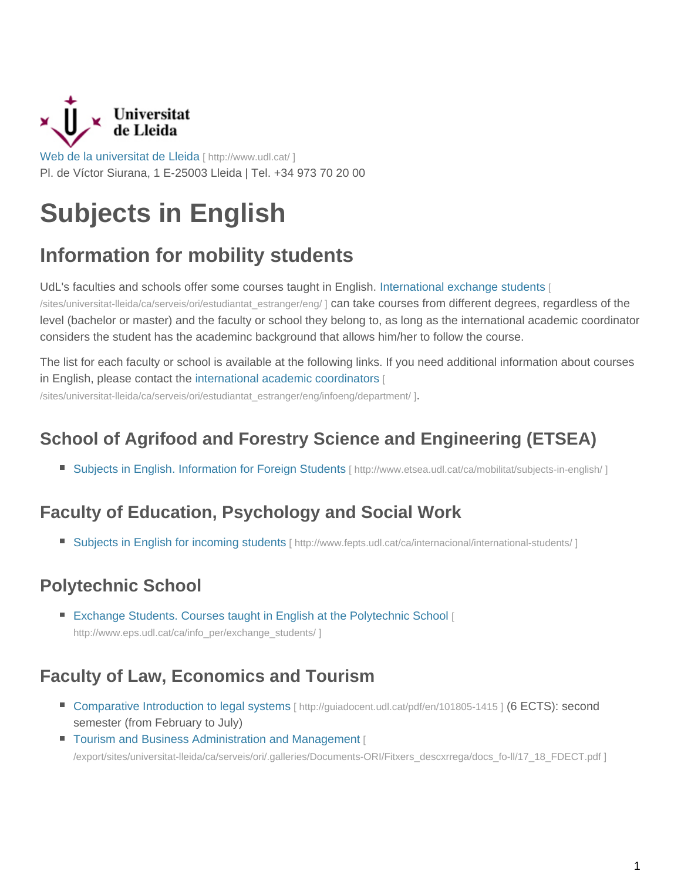Universitat de Lleida

Web de la universitat de Lleida [ http://www.udl.cat/ ]
Pl. de Víctor Siurana, 1 E-25003 Lleida | Tel. +34 973 70 20 00

# Subjects in English

## Information for mobility students

UdL's faculties and schools offer some courses taught in English. International exchange students [ /sites/universitat-lleida/ca/serveis/ori/estudiantat_estranger/eng/ ] can take courses from different degrees, regardless of the level (bachelor or master) and the faculty or school they belong to, as long as the international academic coordinator considers the student has the academinc background that allows him/her to follow the course.

The list for each faculty or school is available at the following links. If you need additional information about courses in English, please contact the international academic coordinators [ /sites/universitat-lleida/ca/serveis/ori/estudiantat_estranger/eng/infoeng/department/ ].

### School of Agrifood and Forestry Science and Engineering (ETSEA)

- Subjects in English. Information for Foreign Students [ http://www.etsea.udl.cat/ca/mobilitat/subjects-in-english/ ]

### Faculty of Education, Psychology and Social Work

- Subjects in English for incoming students [ http://www.fepts.udl.cat/ca/internacional/international-students/ ]

### Polytechnic School

- Exchange Students. Courses taught in English at the Polytechnic School [ http://www.eps.udl.cat/ca/info_per/exchange_students/ ]

### Faculty of Law, Economics and Tourism

- Comparative Introduction to legal systems [ http://guiadocent.udl.cat/pdf/en/101805-1415 ] (6 ECTS): second semester (from February to July)
- Tourism and Business Administration and Management [ /export/sites/universitat-lleida/ca/serveis/ori/.galleries/Documents-ORI/Fitxers_descxrrega/docs_fo-ll/17_18_FDECT.pdf ]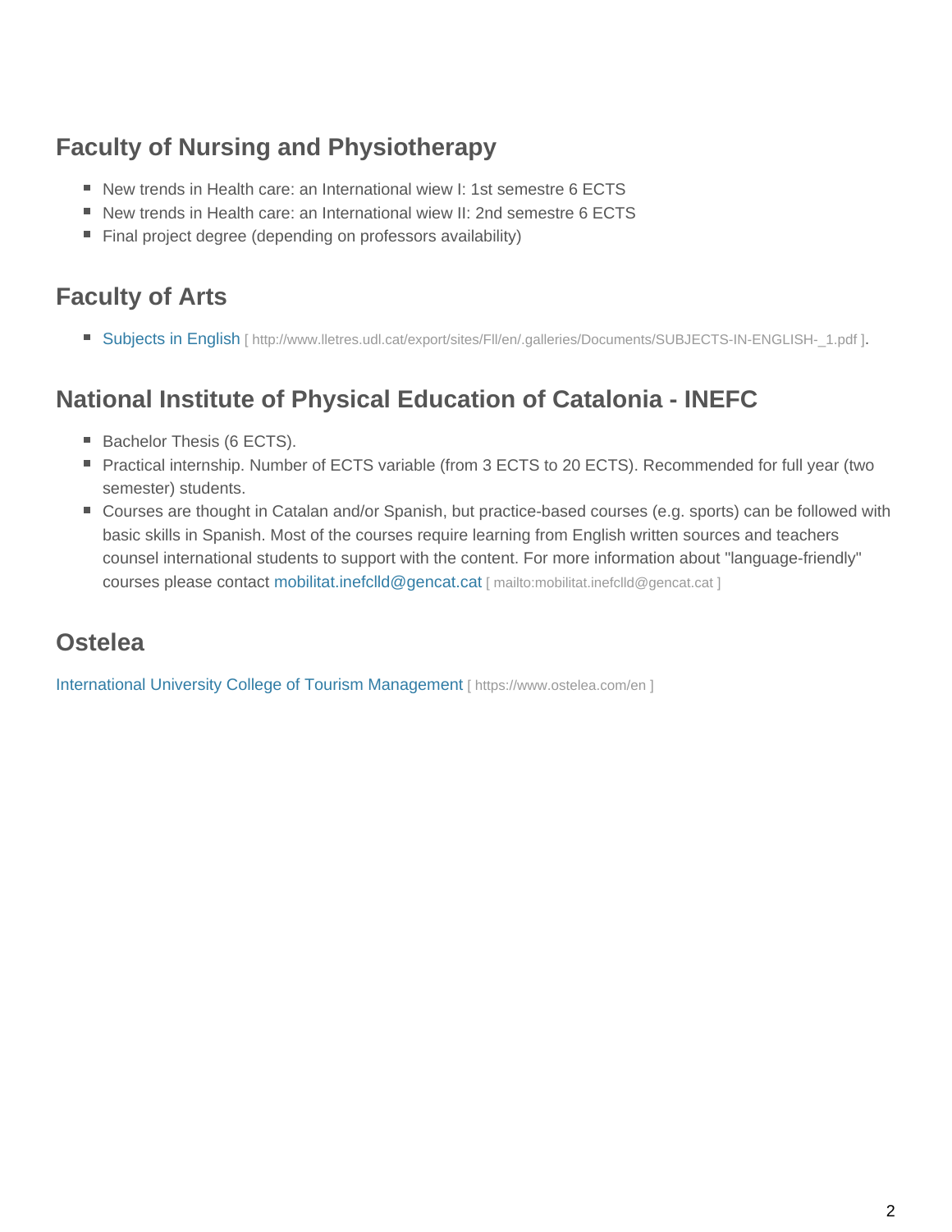## Faculty of Nursing and Physiotherapy

- New trends in Health care: an International wiew I: 1st semestre 6 ECTS
- New trends in Health care: an International wiew II: 2nd semestre 6 ECTS
- Final project degree (depending on professors availability)

## Faculty of Arts

- Subjects in English [ http://www.lletres.udl.cat/export/sites/Fll/en/.galleries/Documents/SUBJECTS-IN-ENGLISH-_1.pdf ].

## National Institute of Physical Education of Catalonia - INEFC

- Bachelor Thesis (6 ECTS).
- Practical internship. Number of ECTS variable (from 3 ECTS to 20 ECTS). Recommended for full year (two semester) students.
- Courses are thought in Catalan and/or Spanish, but practice-based courses (e.g. sports) can be followed with basic skills in Spanish. Most of the courses require learning from English written sources and teachers counsel international students to support with the content. For more information about "language-friendly" courses please contact mobilitat.inefclld@gencat.cat [ mailto:mobilitat.inefclld@gencat.cat ]

## Ostelea

International University College of Tourism Management [ https://www.ostelea.com/en ]